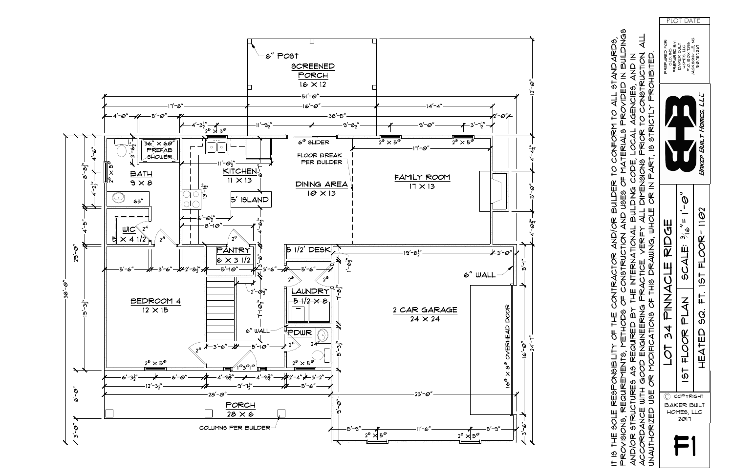# LOT 34 PINNACLE RIDGE

## 1ST FLOOR PLAN — SCALE: 3/16" = 1'-0"

**HEATED SQ. FT. 1ST FLOOR - 1102**

**Sheet F1**

- SCREENED PORCH 16 X 12
- 6" POST
- BATH 9 X 8
- 36" X 60" PREFAB SHOWER
- WIC 5 X 4 1/2
- KITCHEN 11 X 13
- 5' ISLAND
- PANTRY 6 X 3 1/2
- DINING AREA 10 X 13
- FLOOR BREAK PER BUILDER
- 6° SLIDER
- FAMILY ROOM 17 X 13
- BEDROOM 4 12 X 15
- 5 1/2' DESK
- LAUNDRY 5 1/2 X 8
- PDWR
- 6" WALL
- 2 CAR GARAGE 24 X 24
- 16° X 8° OVERHEAD DOOR
- PORCH 28 X 6
- COLUMNS PER BUILDER

IT IS THE SOLE RESPONSIBILITY OF THE CONTRACTOR AND/OR BUILDER TO CONFORM TO ALL STANDARDS, PROVISIONS, REQUIREMENTS, METHODS OF CONSTRUCTION AND USES OF MATERIALS PROVIDED IN BUILDINGS AND/OR STRUCTURES AS REQUIRED BY THE INTERNATIONAL BUILDING CODE, LOCAL AGENCIES, AND IN ACCORDANCE WITH GOOD ENGINEERING PRACTICE. VERIFY ALL DIMENSIONS PRIOR TO CONSTRUCTION. ALL UNAUTHORIZED USE OR MODIFICATIONS OF THIS DRAWING, WHOLE OR IN PART, IS STRICTLY PROHIBITED.

PLOT DATE

PREPARED FOR: CLC, INC.
PREPARED BY: BAKER BUILT HOMES, LLC
P.O. BOX 1395
JACKSONVILLE, NC
910.787.1267

BAKER BUILT HOMES, LLC

© COPYRIGHT BAKER BUILT HOMES, LLC 2017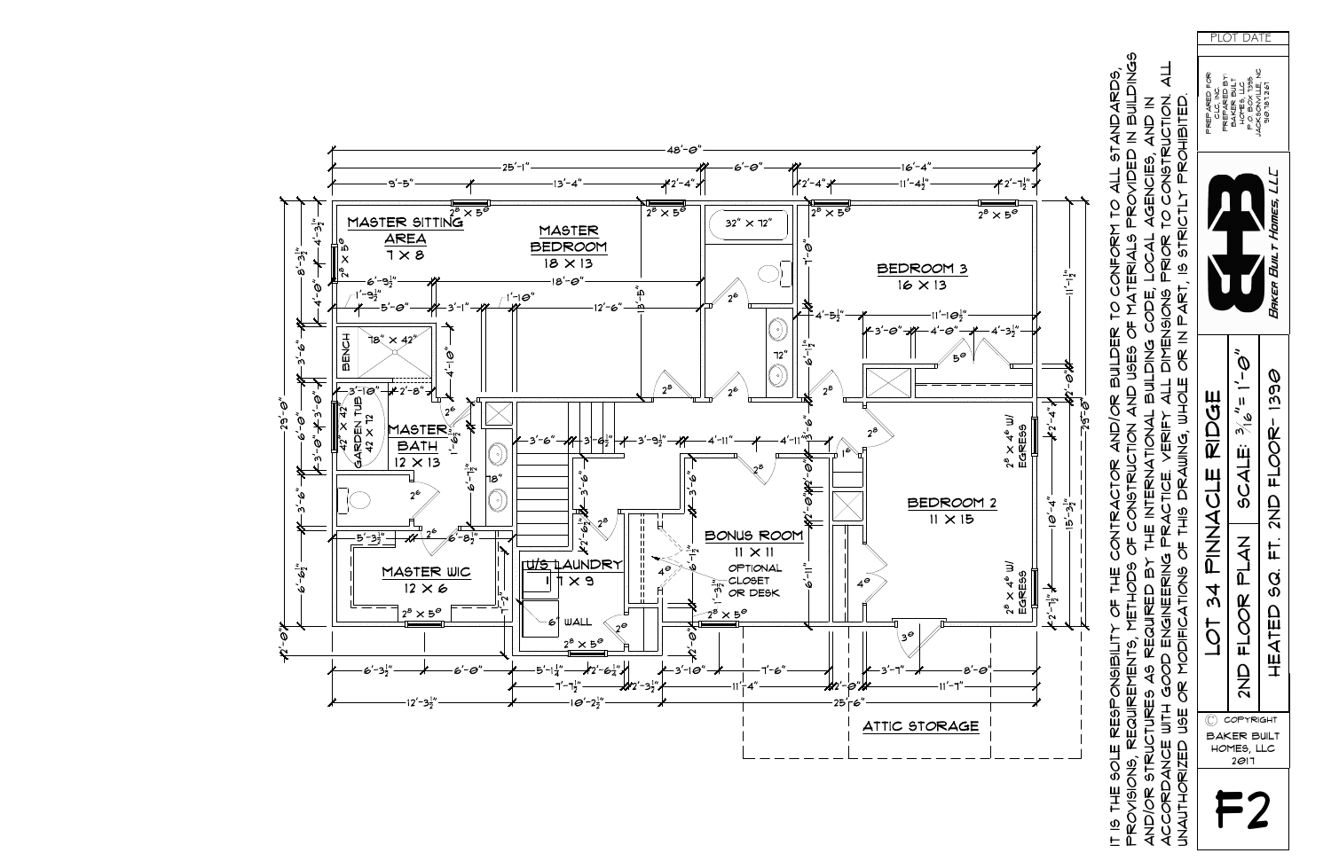MASTER SITTING AREA
7 X 8

MASTER BEDROOM
18 X 13

BEDROOM 3
16 X 13

MASTER BATH
12 X 13

MASTER WIC
12 X 6

U/S LAUNDRY
11 X 9

BONUS ROOM
11 X 11
OPTIONAL CLOSET OR DESK

BEDROOM 2
11 X 15

ATTIC STORAGE

48'-0"
25'-1"
6'-0"
16'-4"
9'-5"
13'-4"
2'-4"
2'-4"
11'-4½"
2'-7½"

29'-0"
25'-6"
12'-3½"
10'-2½"

IT IS THE SOLE RESPONSIBILITY OF THE CONTRACTOR AND/OR BUILDER TO CONFORM TO ALL STANDARDS, PROVISIONS, REQUIREMENTS, METHODS OF CONSTRUCTION AND USES OF MATERIALS PROVIDED IN BUILDINGS AND/OR STRUCTURES AS REQUIRED BY THE INTERNATIONAL BUILDING CODE, LOCAL AGENCIES, AND IN ACCORDANCE WITH GOOD ENGINEERING PRACTICE. VERIFY ALL DIMENSIONS PRIOR TO CONSTRUCTION. ALL UNAUTHORIZED USE OR MODIFICATIONS OF THIS DRAWING, WHOLE OR IN PART, IS STRICTLY PROHIBITED.

PLOT DATE

PREPARED FOR: CLC, INC.
PREPARED BY: BAKER BUILT HOMES, LLC
P.O. BOX 1395
JACKSONVILLE, NC
910.787.1267

*BAKER BUILT HOMES, LLC*

LOT 34 PINNACLE RIDGE

2ND FLOOR PLAN | SCALE: 3/16" = 1'-0"

HEATED SQ. FT. 2ND FLOOR- 1390

© COPYRIGHT
BAKER BUILT HOMES, LLC
2017

F2